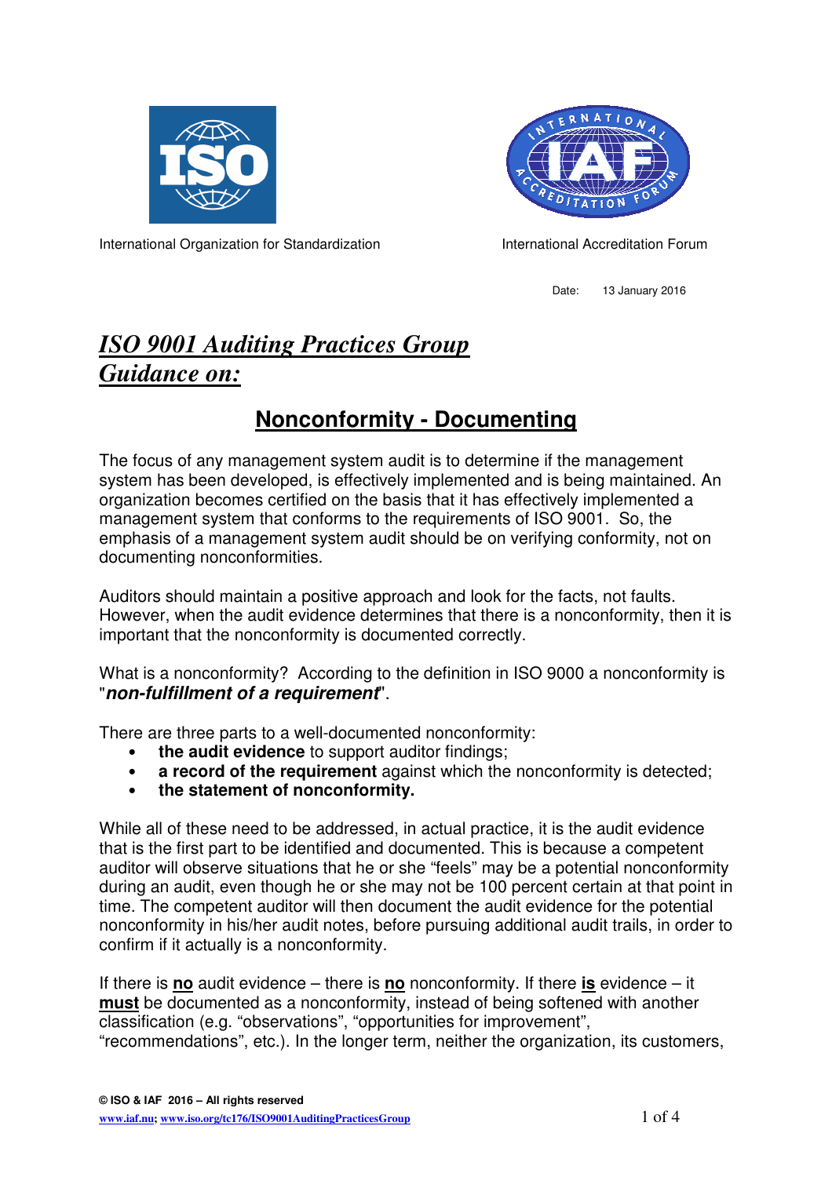International Organization for Standardization

International Accreditation Forum

Date: 13 January 2016

# *ISO 9001 Auditing Practices Group Guidance on:*

## Nonconformity - Documenting

The focus of any management system audit is to determine if the management system has been developed, is effectively implemented and is being maintained. An organization becomes certified on the basis that it has effectively implemented a management system that conforms to the requirements of ISO 9001. So, the emphasis of a management system audit should be on verifying conformity, not on documenting nonconformities.

Auditors should maintain a positive approach and look for the facts, not faults. However, when the audit evidence determines that there is a nonconformity, then it is important that the nonconformity is documented correctly.

What is a nonconformity? According to the definition in ISO 9000 a nonconformity is "***non-fulfillment of a requirement***".

There are three parts to a well-documented nonconformity:

- **the audit evidence** to support auditor findings;
- **a record of the requirement** against which the nonconformity is detected;
- **the statement of nonconformity.**

While all of these need to be addressed, in actual practice, it is the audit evidence that is the first part to be identified and documented. This is because a competent auditor will observe situations that he or she "feels" may be a potential nonconformity during an audit, even though he or she may not be 100 percent certain at that point in time. The competent auditor will then document the audit evidence for the potential nonconformity in his/her audit notes, before pursuing additional audit trails, in order to confirm if it actually is a nonconformity.

If there is **no** audit evidence – there is **no** nonconformity. If there **is** evidence – it **must** be documented as a nonconformity, instead of being softened with another classification (e.g. "observations", "opportunities for improvement", "recommendations", etc.). In the longer term, neither the organization, its customers,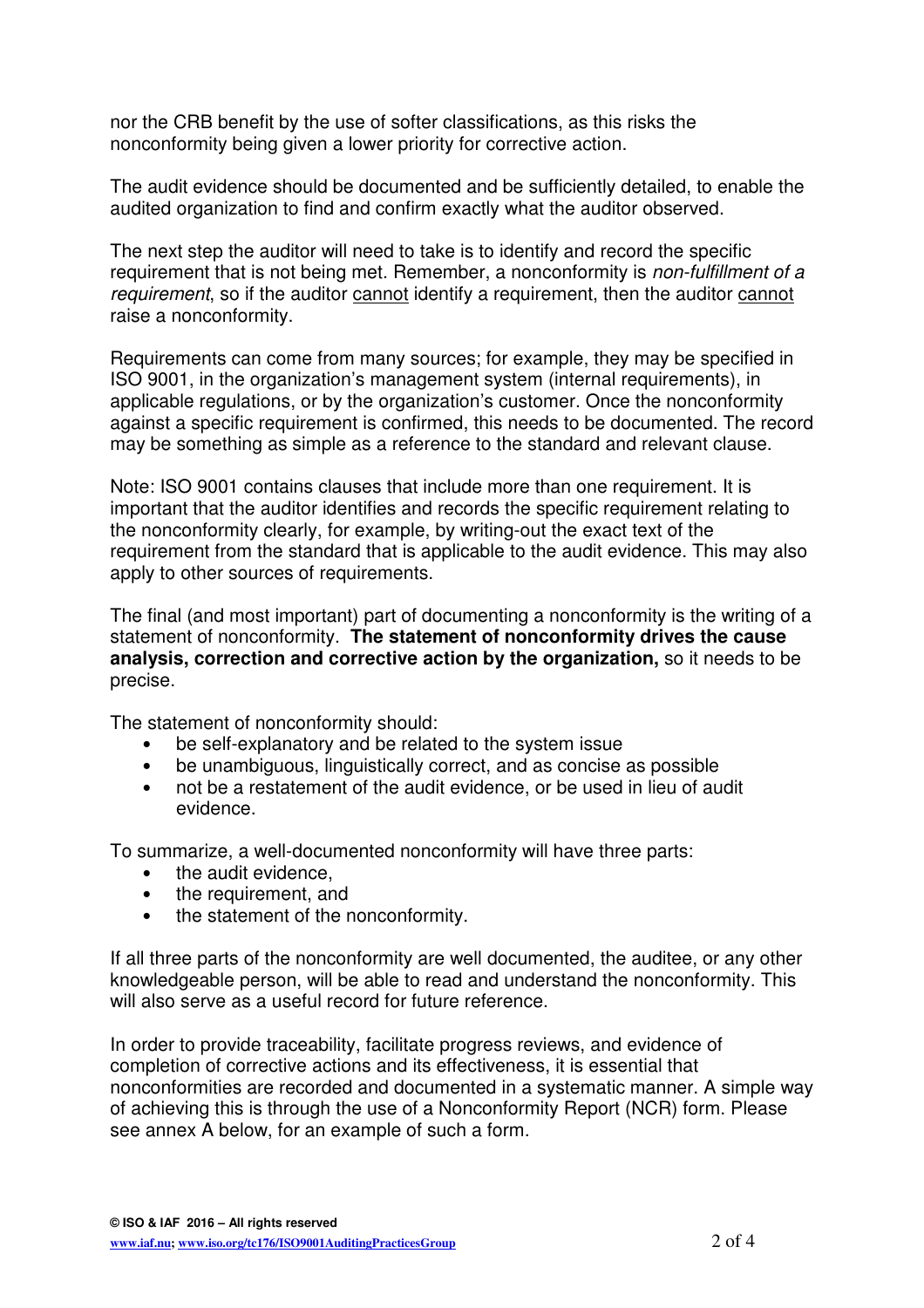nor the CRB benefit by the use of softer classifications, as this risks the nonconformity being given a lower priority for corrective action.

The audit evidence should be documented and be sufficiently detailed, to enable the audited organization to find and confirm exactly what the auditor observed.

The next step the auditor will need to take is to identify and record the specific requirement that is not being met. Remember, a nonconformity is *non-fulfillment of a requirement*, so if the auditor <u>cannot</u> identify a requirement, then the auditor <u>cannot</u> raise a nonconformity.

Requirements can come from many sources; for example, they may be specified in ISO 9001, in the organization's management system (internal requirements), in applicable regulations, or by the organization's customer. Once the nonconformity against a specific requirement is confirmed, this needs to be documented. The record may be something as simple as a reference to the standard and relevant clause.

Note: ISO 9001 contains clauses that include more than one requirement. It is important that the auditor identifies and records the specific requirement relating to the nonconformity clearly, for example, by writing-out the exact text of the requirement from the standard that is applicable to the audit evidence. This may also apply to other sources of requirements.

The final (and most important) part of documenting a nonconformity is the writing of a statement of nonconformity. **The statement of nonconformity drives the cause analysis, correction and corrective action by the organization,** so it needs to be precise.

The statement of nonconformity should:

- be self-explanatory and be related to the system issue
- be unambiguous, linguistically correct, and as concise as possible
- not be a restatement of the audit evidence, or be used in lieu of audit evidence.

To summarize, a well-documented nonconformity will have three parts:

- the audit evidence,
- the requirement, and
- the statement of the nonconformity.

If all three parts of the nonconformity are well documented, the auditee, or any other knowledgeable person, will be able to read and understand the nonconformity. This will also serve as a useful record for future reference.

In order to provide traceability, facilitate progress reviews, and evidence of completion of corrective actions and its effectiveness, it is essential that nonconformities are recorded and documented in a systematic manner. A simple way of achieving this is through the use of a Nonconformity Report (NCR) form. Please see annex A below, for an example of such a form.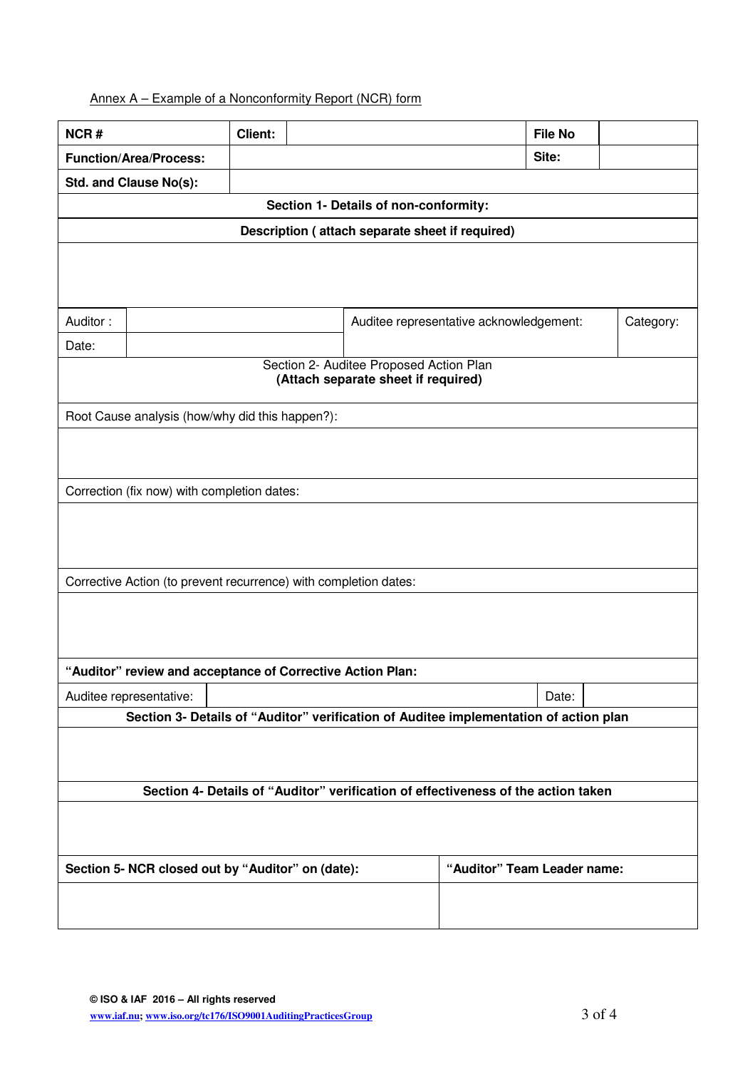Annex A – Example of a Nonconformity Report (NCR) form

| **NCR #** | **Client:** | | **File No** | |
|---|---|---|---|---|
| **Function/Area/Process:** | | | **Site:** | |
| **Std. and Clause No(s):** | | | | |
| **Section 1- Details of non-conformity:** | | | | |
| **Description ( attach separate sheet if required)** | | | | |
| | | | | |
| Auditor : | | Auditee representative acknowledgement: | | Category: |
| Date: | | | | |
| Section 2- Auditee Proposed Action Plan **(Attach separate sheet if required)** | | | | |
| Root Cause analysis (how/why did this happen?): | | | | |
| | | | | |
| Correction (fix now) with completion dates: | | | | |
| | | | | |
| Corrective Action (to prevent recurrence) with completion dates: | | | | |
| | | | | |
| **"Auditor" review and acceptance of Corrective Action Plan:** | | | | |
| Auditee representative: | | | Date: | |
| **Section 3- Details of "Auditor" verification of Auditee implementation of action plan** | | | | |
| | | | | |
| **Section 4- Details of "Auditor" verification of effectiveness of the action taken** | | | | |
| | | | | |
| **Section 5- NCR closed out by "Auditor" on (date):** | | **"Auditor" Team Leader name:** | | |
| | | | | |

**© ISO & IAF 2016 – All rights reserved**
www.iaf.nu; www.iso.org/tc176/ISO9001AuditingPracticesGroup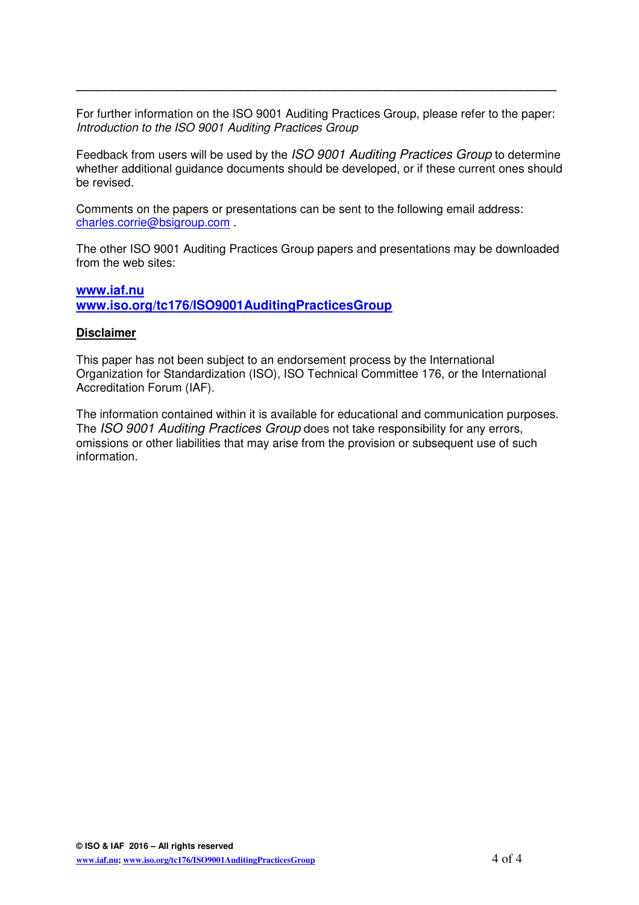---

For further information on the ISO 9001 Auditing Practices Group, please refer to the paper: *Introduction to the ISO 9001 Auditing Practices Group*

Feedback from users will be used by the *ISO 9001 Auditing Practices Group* to determine whether additional guidance documents should be developed, or if these current ones should be revised.

Comments on the papers or presentations can be sent to the following email address: charles.corrie@bsigroup.com .

The other ISO 9001 Auditing Practices Group papers and presentations may be downloaded from the web sites:

**www.iaf.nu**
**www.iso.org/tc176/ISO9001AuditingPracticesGroup**

**Disclaimer**

This paper has not been subject to an endorsement process by the International Organization for Standardization (ISO), ISO Technical Committee 176, or the International Accreditation Forum (IAF).

The information contained within it is available for educational and communication purposes. The *ISO 9001 Auditing Practices Group* does not take responsibility for any errors, omissions or other liabilities that may arise from the provision or subsequent use of such information.

**© ISO & IAF 2016 – All rights reserved**
www.iaf.nu; www.iso.org/tc176/ISO9001AuditingPracticesGroup